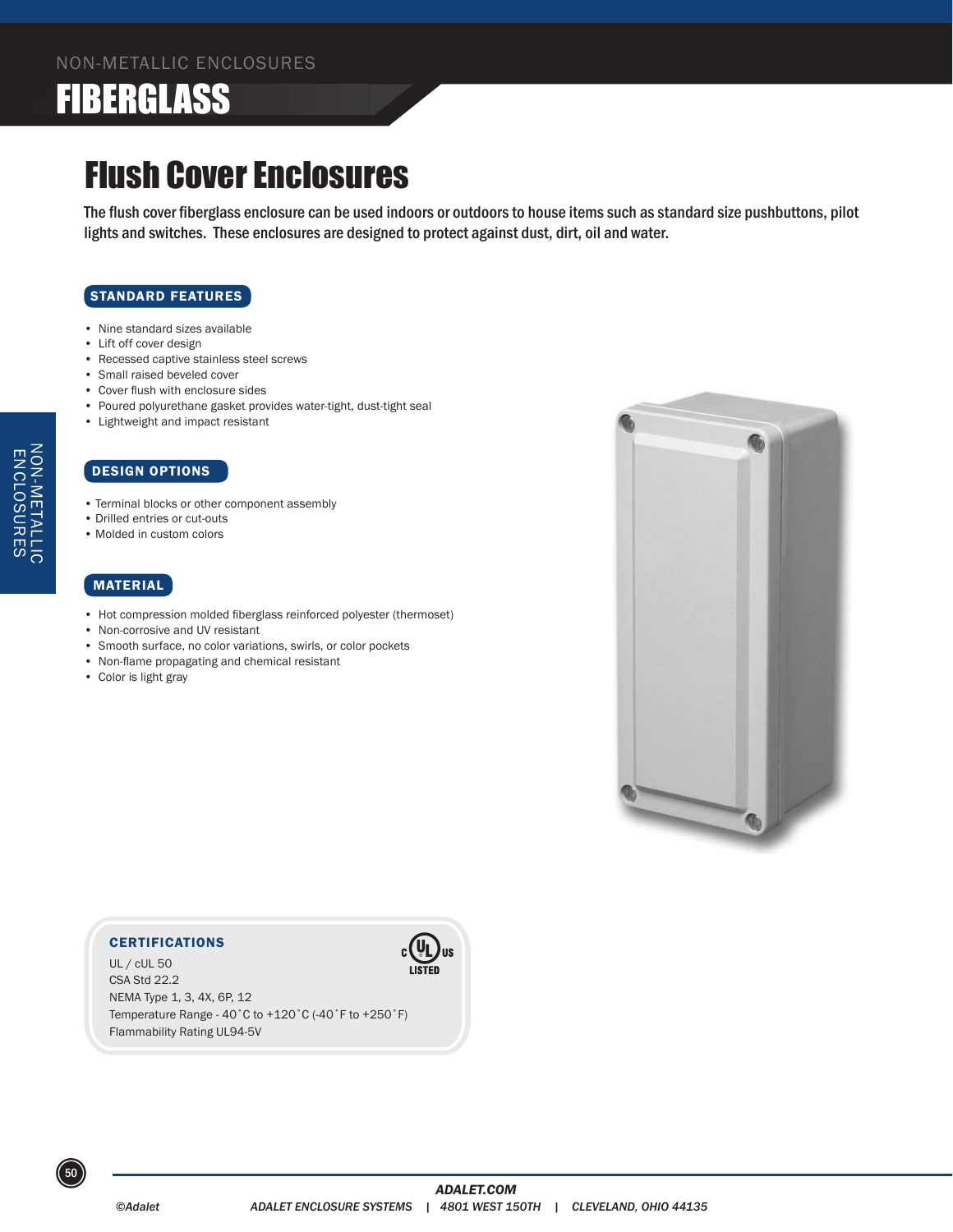# Flush Cover Enclosures

The flush cover fiberglass enclosure can be used indoors or outdoors to house items such as standard size pushbuttons, pilot lights and switches. These enclosures are designed to protect against dust, dirt, oil and water.

## STANDARD FEATURES

- Nine standard sizes available
- Lift off cover design
- Recessed captive stainless steel screws
- Small raised beveled cover
- Cover flush with enclosure sides
- Poured polyurethane gasket provides water-tight, dust-tight seal
- Lightweight and impact resistant

## DESIGN OPTIONS

- Terminal blocks or other component assembly
- Drilled entries or cut-outs
- Molded in custom colors

## MATERIAL

- Hot compression molded fiberglass reinforced polyester (thermoset)
- Non-corrosive and UV resistant
- Smooth surface, no color variations, swirls, or color pockets
- Non-flame propagating and chemical resistant
- Color is light gray

## CERTIFICATIONS

UL / cUL 50
CSA Std 22.2
NEMA Type 1, 3, 4X, 6P, 12
Temperature Range - 40˚C to +120˚C (-40˚F to +250˚F)
Flammability Rating UL94-5V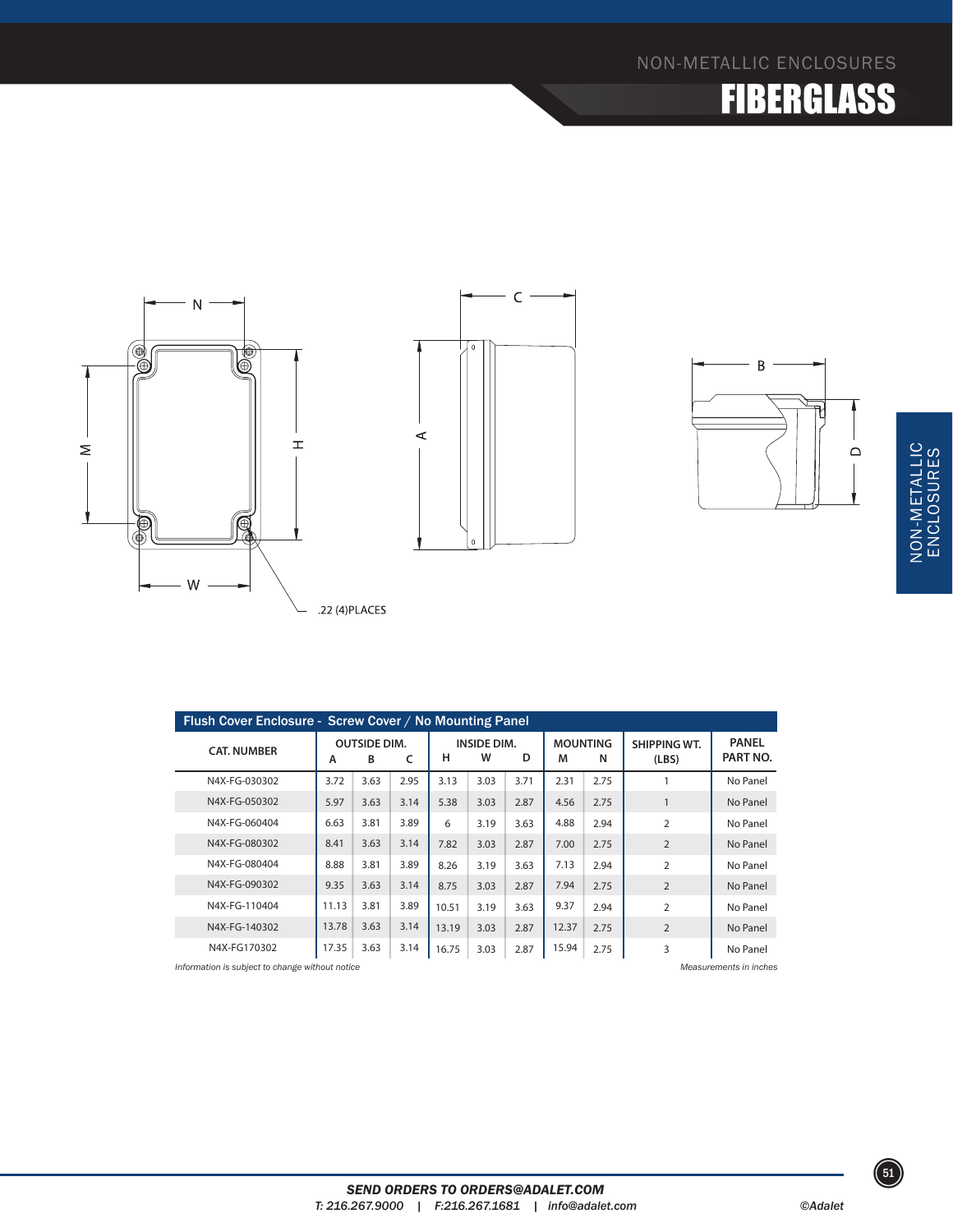NON-METALLIC ENCLOSURES

# FIBERGLASS

N

M

H

W

.22 (4)PLACES

C

A

B

D

## Flush Cover Enclosure - Screw Cover / No Mounting Panel

| CAT. NUMBER | OUTSIDE DIM. | | | INSIDE DIM. | | | MOUNTING | | SHIPPING WT. (LBS) | PANEL PART NO. |
|---|---|---|---|---|---|---|---|---|---|---|
| | A | B | C | H | W | D | M | N | | |
| N4X-FG-030302 | 3.72 | 3.63 | 2.95 | 3.13 | 3.03 | 3.71 | 2.31 | 2.75 | 1 | No Panel |
| N4X-FG-050302 | 5.97 | 3.63 | 3.14 | 5.38 | 3.03 | 2.87 | 4.56 | 2.75 | 1 | No Panel |
| N4X-FG-060404 | 6.63 | 3.81 | 3.89 | 6 | 3.19 | 3.63 | 4.88 | 2.94 | 2 | No Panel |
| N4X-FG-080302 | 8.41 | 3.63 | 3.14 | 7.82 | 3.03 | 2.87 | 7.00 | 2.75 | 2 | No Panel |
| N4X-FG-080404 | 8.88 | 3.81 | 3.89 | 8.26 | 3.19 | 3.63 | 7.13 | 2.94 | 2 | No Panel |
| N4X-FG-090302 | 9.35 | 3.63 | 3.14 | 8.75 | 3.03 | 2.87 | 7.94 | 2.75 | 2 | No Panel |
| N4X-FG-110404 | 11.13 | 3.81 | 3.89 | 10.51 | 3.19 | 3.63 | 9.37 | 2.94 | 2 | No Panel |
| N4X-FG-140302 | 13.78 | 3.63 | 3.14 | 13.19 | 3.03 | 2.87 | 12.37 | 2.75 | 2 | No Panel |
| N4X-FG170302 | 17.35 | 3.63 | 3.14 | 16.75 | 3.03 | 2.87 | 15.94 | 2.75 | 3 | No Panel |

*Information is subject to change without notice*

*Measurements in inches*

***SEND ORDERS TO ORDERS@ADALET.COM***

*T: 216.267.9000 | F:216.267.1681 | info@adalet.com*

*©Adalet*